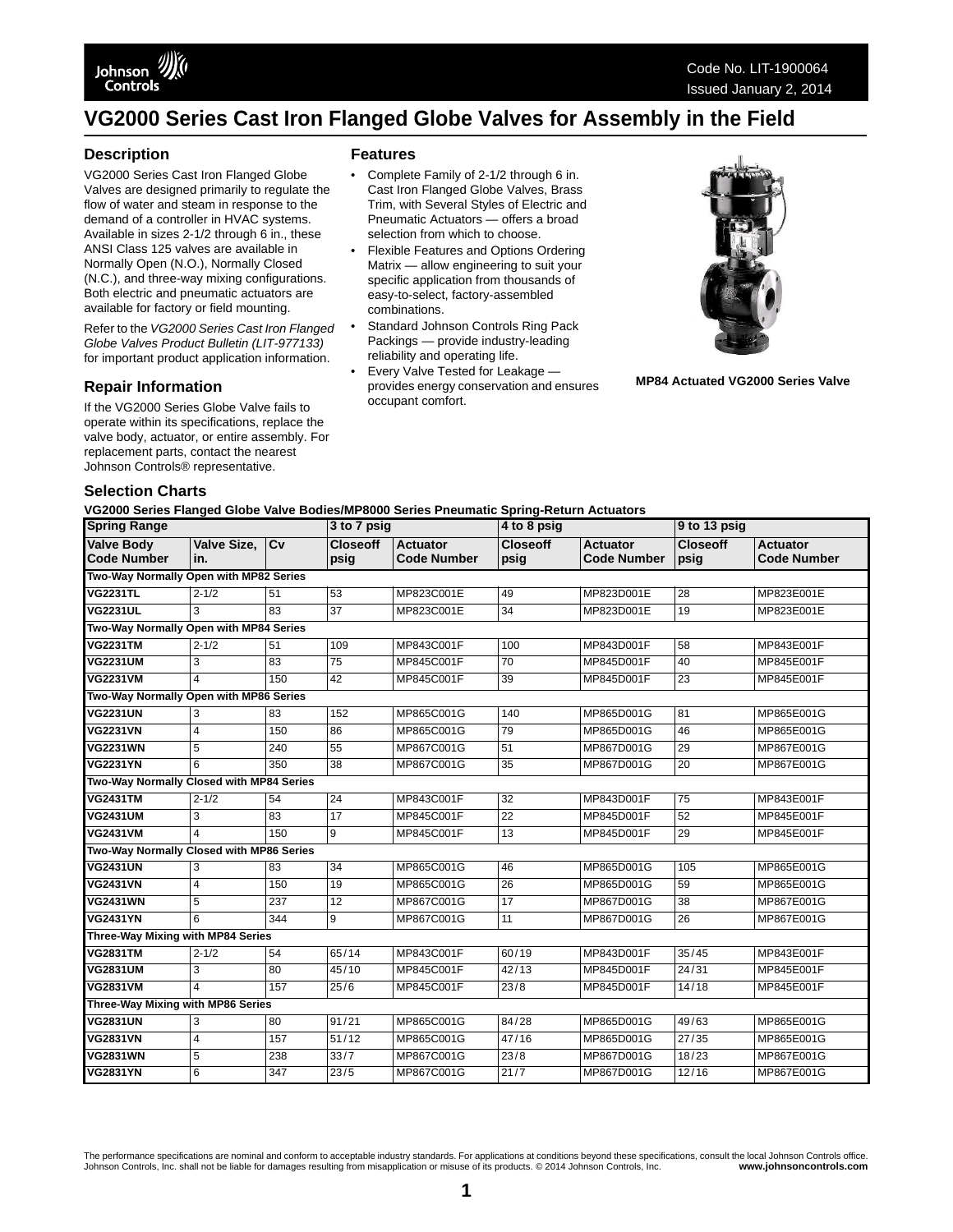# VG2000 Series Cast Iron Flanged Globe Valves for Assembly in the Field

Code No. LIT-1900064
Issued January 2, 2014

## Description

VG2000 Series Cast Iron Flanged Globe Valves are designed primarily to regulate the flow of water and steam in response to the demand of a controller in HVAC systems. Available in sizes 2-1/2 through 6 in., these ANSI Class 125 valves are available in Normally Open (N.O.), Normally Closed (N.C.), and three-way mixing configurations. Both electric and pneumatic actuators are available for factory or field mounting.

Refer to the *VG2000 Series Cast Iron Flanged Globe Valves Product Bulletin (LIT-977133)* for important product application information.

## Repair Information

If the VG2000 Series Globe Valve fails to operate within its specifications, replace the valve body, actuator, or entire assembly. For replacement parts, contact the nearest Johnson Controls® representative.

## Features

- Complete Family of 2-1/2 through 6 in. Cast Iron Flanged Globe Valves, Brass Trim, with Several Styles of Electric and Pneumatic Actuators — offers a broad selection from which to choose.
- Flexible Features and Options Ordering Matrix — allow engineering to suit your specific application from thousands of easy-to-select, factory-assembled combinations.
- Standard Johnson Controls Ring Pack Packings — provide industry-leading reliability and operating life.
- Every Valve Tested for Leakage — provides energy conservation and ensures occupant comfort.

**MP84 Actuated VG2000 Series Valve**

## Selection Charts

**VG2000 Series Flanged Globe Valve Bodies/MP8000 Series Pneumatic Spring-Return Actuators**

| Spring Range | | | 3 to 7 psig | | 4 to 8 psig | | 9 to 13 psig | |
|---|---|---|---|---|---|---|---|---|
| **Valve Body Code Number** | **Valve Size, in.** | **Cv** | **Closeoff psig** | **Actuator Code Number** | **Closeoff psig** | **Actuator Code Number** | **Closeoff psig** | **Actuator Code Number** |
| **Two-Way Normally Open with MP82 Series** | | | | | | | | |
| **VG2231TL** | 2-1/2 | 51 | 53 | MP823C001E | 49 | MP823D001E | 28 | MP823E001E |
| **VG2231UL** | 3 | 83 | 37 | MP823C001E | 34 | MP823D001E | 19 | MP823E001E |
| **Two-Way Normally Open with MP84 Series** | | | | | | | | |
| **VG2231TM** | 2-1/2 | 51 | 109 | MP843C001F | 100 | MP843D001F | 58 | MP843E001F |
| **VG2231UM** | 3 | 83 | 75 | MP845C001F | 70 | MP845D001F | 40 | MP845E001F |
| **VG2231VM** | 4 | 150 | 42 | MP845C001F | 39 | MP845D001F | 23 | MP845E001F |
| **Two-Way Normally Open with MP86 Series** | | | | | | | | |
| **VG2231UN** | 3 | 83 | 152 | MP865C001G | 140 | MP865D001G | 81 | MP865E001G |
| **VG2231VN** | 4 | 150 | 86 | MP865C001G | 79 | MP865D001G | 46 | MP865E001G |
| **VG2231WN** | 5 | 240 | 55 | MP867C001G | 51 | MP867D001G | 29 | MP867E001G |
| **VG2231YN** | 6 | 350 | 38 | MP867C001G | 35 | MP867D001G | 20 | MP867E001G |
| **Two-Way Normally Closed with MP84 Series** | | | | | | | | |
| **VG2431TM** | 2-1/2 | 54 | 24 | MP843C001F | 32 | MP843D001F | 75 | MP843E001F |
| **VG2431UM** | 3 | 83 | 17 | MP845C001F | 22 | MP845D001F | 52 | MP845E001F |
| **VG2431VM** | 4 | 150 | 9 | MP845C001F | 13 | MP845D001F | 29 | MP845E001F |
| **Two-Way Normally Closed with MP86 Series** | | | | | | | | |
| **VG2431UN** | 3 | 83 | 34 | MP865C001G | 46 | MP865D001G | 105 | MP865E001G |
| **VG2431VN** | 4 | 150 | 19 | MP865C001G | 26 | MP865D001G | 59 | MP865E001G |
| **VG2431WN** | 5 | 237 | 12 | MP867C001G | 17 | MP867D001G | 38 | MP867E001G |
| **VG2431YN** | 6 | 344 | 9 | MP867C001G | 11 | MP867D001G | 26 | MP867E001G |
| **Three-Way Mixing with MP84 Series** | | | | | | | | |
| **VG2831TM** | 2-1/2 | 54 | 65/14 | MP843C001F | 60/19 | MP843D001F | 35/45 | MP843E001F |
| **VG2831UM** | 3 | 80 | 45/10 | MP845C001F | 42/13 | MP845D001F | 24/31 | MP845E001F |
| **VG2831VM** | 4 | 157 | 25/6 | MP845C001F | 23/8 | MP845D001F | 14/18 | MP845E001F |
| **Three-Way Mixing with MP86 Series** | | | | | | | | |
| **VG2831UN** | 3 | 80 | 91/21 | MP865C001G | 84/28 | MP865D001G | 49/63 | MP865E001G |
| **VG2831VN** | 4 | 157 | 51/12 | MP865C001G | 47/16 | MP865D001G | 27/35 | MP865E001G |
| **VG2831WN** | 5 | 238 | 33/7 | MP867C001G | 23/8 | MP867D001G | 18/23 | MP867E001G |
| **VG2831YN** | 6 | 347 | 23/5 | MP867C001G | 21/7 | MP867D001G | 12/16 | MP867E001G |

The performance specifications are nominal and conform to acceptable industry standards. For applications at conditions beyond these specifications, consult the local Johnson Controls office. Johnson Controls, Inc. shall not be liable for damages resulting from misapplication or misuse of its products. © 2014 Johnson Controls, Inc. **www.johnsoncontrols.com**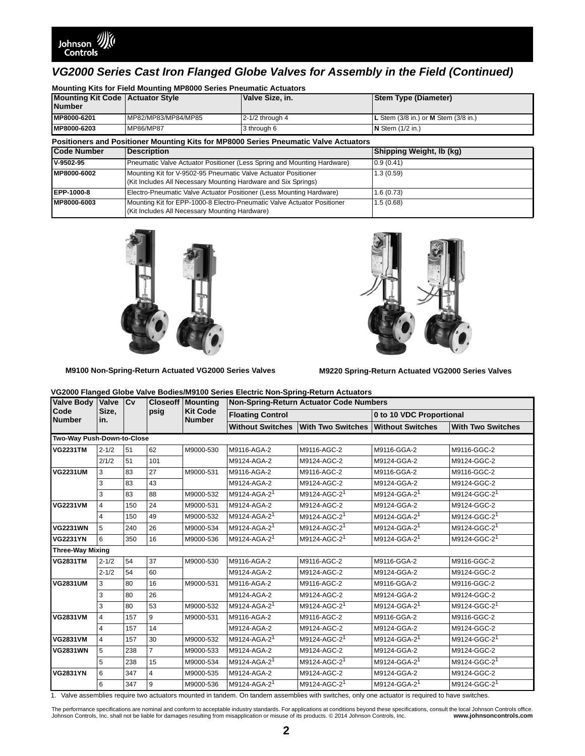## VG2000 Series Cast Iron Flanged Globe Valves for Assembly in the Field (Continued)

**Mounting Kits for Field Mounting MP8000 Series Pneumatic Actuators**

| Mounting Kit Code Number | Actuator Style | Valve Size, in. | Stem Type (Diameter) |
|---|---|---|---|
| MP8000-6201 | MP82/MP83/MP84/MP85 | 2-1/2 through 4 | **L** Stem (3/8 in.) or **M** Stem (3/8 in.) |
| MP8000-6203 | MP86/MP87 | 3 through 6 | **N** Stem (1/2 in.) |

**Positioners and Positioner Mounting Kits for MP8000 Series Pneumatic Valve Actuators**

| Code Number | Description | Shipping Weight, lb (kg) |
|---|---|---|
| V-9502-95 | Pneumatic Valve Actuator Positioner (Less Spring and Mounting Hardware) | 0.9 (0.41) |
| MP8000-6002 | Mounting Kit for V-9502-95 Pneumatic Valve Actuator Positioner (Kit Includes All Necessary Mounting Hardware and Six Springs) | 1.3 (0.59) |
| EPP-1000-8 | Electro-Pneumatic Valve Actuator Positioner (Less Mounting Hardware) | 1.6 (0.73) |
| MP8000-6003 | Mounting Kit for EPP-1000-8 Electro-Pneumatic Valve Actuator Positioner (Kit Includes All Necessary Mounting Hardware) | 1.5 (0.68) |

**M9100 Non-Spring-Return Actuated VG2000 Series Valves**

**M9220 Spring-Return Actuated VG2000 Series Valves**

**VG2000 Flanged Globe Valve Bodies/M9100 Series Electric Non-Spring-Return Actuators**

| Valve Body Code Number | Valve Size, in. | Cv | Closeoff psig | Mounting Kit Code Number | Non-Spring-Return Actuator Code Numbers | | | |
|---|---|---|---|---|---|---|---|---|
| | | | | | Floating Control | | 0 to 10 VDC Proportional | |
| | | | | | Without Switches | With Two Switches | Without Switches | With Two Switches |
| **Two-Way Push-Down-to-Close** | | | | | | | | |
| **VG2231TM** | 2-1/2 | 51 | 62 | M9000-530 | M9116-AGA-2 | M9116-AGC-2 | M9116-GGA-2 | M9116-GGC-2 |
| | 2/1/2 | 51 | 101 | | M9124-AGA-2 | M9124-AGC-2 | M9124-GGA-2 | M9124-GGC-2 |
| **VG2231UM** | 3 | 83 | 27 | M9000-531 | M9116-AGA-2 | M9116-AGC-2 | M9116-GGA-2 | M9116-GGC-2 |
| | 3 | 83 | 43 | | M9124-AGA-2 | M9124-AGC-2 | M9124-GGA-2 | M9124-GGC-2 |
| | 3 | 83 | 88 | M9000-532 | M9124-AGA-2[1] | M9124-AGC-2[1] | M9124-GGA-2[1] | M9124-GGC-2[1] |
| **VG2231VM** | 4 | 150 | 24 | M9000-531 | M9124-AGA-2 | M9124-AGC-2 | M9124-GGA-2 | M9124-GGC-2 |
| | 4 | 150 | 49 | M9000-532 | M9124-AGA-2[1] | M9124-AGC-2[1] | M9124-GGA-2[1] | M9124-GGC-2[1] |
| **VG2231WN** | 5 | 240 | 26 | M9000-534 | M9124-AGA-2[1] | M9124-AGC-2[1] | M9124-GGA-2[1] | M9124-GGC-2[1] |
| **VG2231YN** | 6 | 350 | 16 | M9000-536 | M9124-AGA-2[1] | M9124-AGC-2[1] | M9124-GGA-2[1] | M9124-GGC-2[1] |
| **Three-Way Mixing** | | | | | | | | |
| **VG2831TM** | 2-1/2 | 54 | 37 | M9000-530 | M9116-AGA-2 | M9116-AGC-2 | M9116-GGA-2 | M9116-GGC-2 |
| | 2-1/2 | 54 | 60 | | M9124-AGA-2 | M9124-AGC-2 | M9124-GGA-2 | M9124-GGC-2 |
| **VG2831UM** | 3 | 80 | 16 | M9000-531 | M9116-AGA-2 | M9116-AGC-2 | M9116-GGA-2 | M9116-GGC-2 |
| | 3 | 80 | 26 | | M9124-AGA-2 | M9124-AGC-2 | M9124-GGA-2 | M9124-GGC-2 |
| | 3 | 80 | 53 | M9000-532 | M9124-AGA-2[1] | M9124-AGC-2[1] | M9124-GGA-2[1] | M9124-GGC-2[1] |
| **VG2831VM** | 4 | 157 | 9 | M9000-531 | M9116-AGA-2 | M9116-AGC-2 | M9116-GGA-2 | M9116-GGC-2 |
| | 4 | 157 | 14 | | M9124-AGA-2 | M9124-AGC-2 | M9124-GGA-2 | M9124-GGC-2 |
| **VG2831VM** | 4 | 157 | 30 | M9000-532 | M9124-AGA-2[1] | M9124-AGC-2[1] | M9124-GGA-2[1] | M9124-GGC-2[1] |
| **VG2831WN** | 5 | 238 | 7 | M9000-533 | M9124-AGA-2 | M9124-AGC-2 | M9124-GGA-2 | M9124-GGC-2 |
| | 5 | 238 | 15 | M9000-534 | M9124-AGA-2[1] | M9124-AGC-2[1] | M9124-GGA-2[1] | M9124-GGC-2[1] |
| **VG2831YN** | 6 | 347 | 4 | M9000-535 | M9124-AGA-2 | M9124-AGC-2 | M9124-GGA-2 | M9124-GGC-2 |
| | 6 | 347 | 9 | M9000-536 | M9124-AGA-2[1] | M9124-AGC-2[1] | M9124-GGA-2[1] | M9124-GGC-2[1] |

1. Valve assemblies require two actuators mounted in tandem. On tandem assemblies with switches, only one actuator is required to have switches.

The performance specifications are nominal and conform to acceptable industry standards. For applications at conditions beyond these specifications, consult the local Johnson Controls office. Johnson Controls, Inc. shall not be liable for damages resulting from misapplication or misuse of its products. © 2014 Johnson Controls, Inc. **www.johnsoncontrols.com**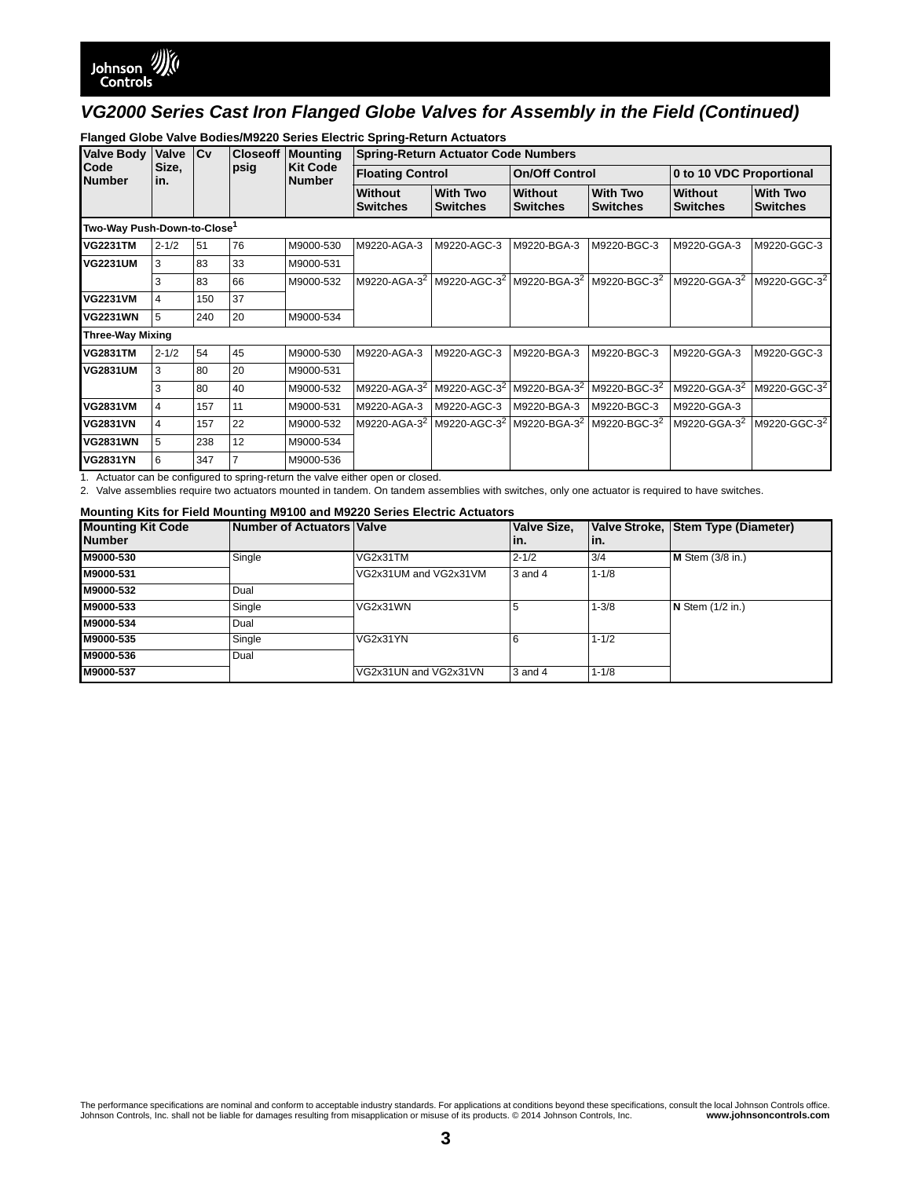## VG2000 Series Cast Iron Flanged Globe Valves for Assembly in the Field (Continued)

**Flanged Globe Valve Bodies/M9220 Series Electric Spring-Return Actuators**

| Valve Body Code Number | Valve Size, in. | Cv | Closeoff psig | Mounting Kit Code Number | Spring-Return Actuator Code Numbers | | | | | |
|---|---|---|---|---|---|---|---|---|---|---|
| | | | | | Floating Control | | On/Off Control | | 0 to 10 VDC Proportional | |
| | | | | | Without Switches | With Two Switches | Without Switches | With Two Switches | Without Switches | With Two Switches |
| **Two-Way Push-Down-to-Close[1]** | | | | | | | | | | |
| **VG2231TM** | 2-1/2 | 51 | 76 | M9000-530 | M9220-AGA-3 | M9220-AGC-3 | M9220-BGA-3 | M9220-BGC-3 | M9220-GGA-3 | M9220-GGC-3 |
| **VG2231UM** | 3 | 83 | 33 | M9000-531 | | | | | | |
| | 3 | 83 | 66 | M9000-532 | M9220-AGA-3[2] | M9220-AGC-3[2] | M9220-BGA-3[2] | M9220-BGC-3[2] | M9220-GGA-3[2] | M9220-GGC-3[2] |
| **VG2231VM** | 4 | 150 | 37 | | | | | | | |
| **VG2231WN** | 5 | 240 | 20 | M9000-534 | | | | | | |
| **Three-Way Mixing** | | | | | | | | | | |
| **VG2831TM** | 2-1/2 | 54 | 45 | M9000-530 | M9220-AGA-3 | M9220-AGC-3 | M9220-BGA-3 | M9220-BGC-3 | M9220-GGA-3 | M9220-GGC-3 |
| **VG2831UM** | 3 | 80 | 20 | M9000-531 | | | | | | |
| | 3 | 80 | 40 | M9000-532 | M9220-AGA-3[2] | M9220-AGC-3[2] | M9220-BGA-3[2] | M9220-BGC-3[2] | M9220-GGA-3[2] | M9220-GGC-3[2] |
| **VG2831VM** | 4 | 157 | 11 | M9000-531 | M9220-AGA-3 | M9220-AGC-3 | M9220-BGA-3 | M9220-BGC-3 | M9220-GGA-3 | |
| **VG2831VN** | 4 | 157 | 22 | M9000-532 | M9220-AGA-3[2] | M9220-AGC-3[2] | M9220-BGA-3[2] | M9220-BGC-3[2] | M9220-GGA-3[2] | M9220-GGC-3[2] |
| **VG2831WN** | 5 | 238 | 12 | M9000-534 | | | | | | |
| **VG2831YN** | 6 | 347 | 7 | M9000-536 | | | | | | |

1. Actuator can be configured to spring-return the valve either open or closed.
2. Valve assemblies require two actuators mounted in tandem. On tandem assemblies with switches, only one actuator is required to have switches.

**Mounting Kits for Field Mounting M9100 and M9220 Series Electric Actuators**

| Mounting Kit Code Number | Number of Actuators | Valve | Valve Size, in. | Valve Stroke, in. | Stem Type (Diameter) |
|---|---|---|---|---|---|
| **M9000-530** | Single | VG2x31TM | 2-1/2 | 3/4 | **M** Stem (3/8 in.) |
| **M9000-531** | | VG2x31UM and VG2x31VM | 3 and 4 | 1-1/8 | |
| **M9000-532** | Dual | | | | |
| **M9000-533** | Single | VG2x31WN | 5 | 1-3/8 | **N** Stem (1/2 in.) |
| **M9000-534** | Dual | | | | |
| **M9000-535** | Single | VG2x31YN | 6 | 1-1/2 | |
| **M9000-536** | Dual | | | | |
| **M9000-537** | | VG2x31UN and VG2x31VN | 3 and 4 | 1-1/8 | |

The performance specifications are nominal and conform to acceptable industry standards. For applications at conditions beyond these specifications, consult the local Johnson Controls office. Johnson Controls, Inc. shall not be liable for damages resulting from misapplication or misuse of its products. © 2014 Johnson Controls, Inc. **www.johnsoncontrols.com**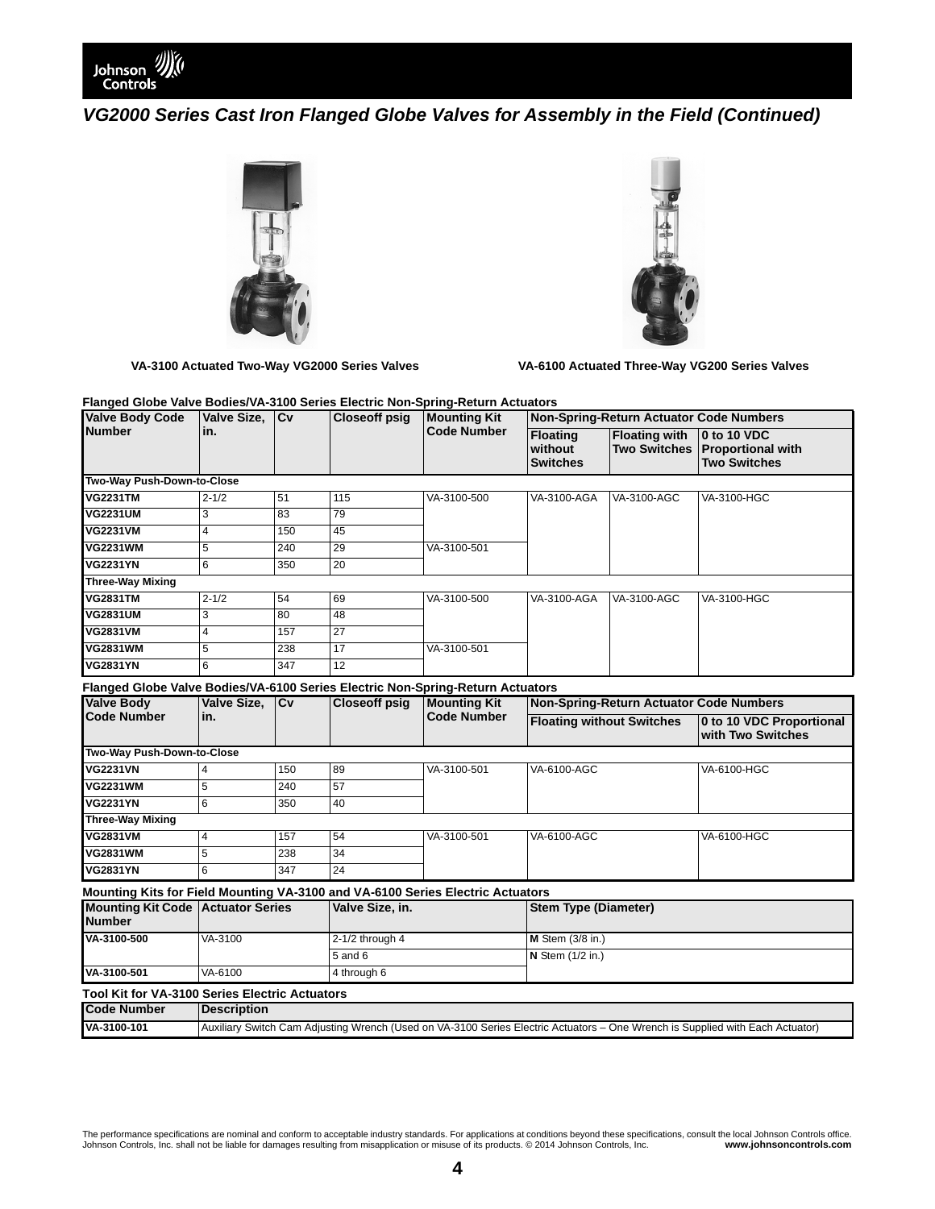## VG2000 Series Cast Iron Flanged Globe Valves for Assembly in the Field (Continued)

VA-3100 Actuated Two-Way VG2000 Series Valves

VA-6100 Actuated Three-Way VG200 Series Valves

**Flanged Globe Valve Bodies/VA-3100 Series Electric Non-Spring-Return Actuators**

| Valve Body Code Number | Valve Size, in. | Cv | Closeoff psig | Mounting Kit Code Number | Non-Spring-Return Actuator Code Numbers | | |
|---|---|---|---|---|---|---|---|
| | | | | | Floating without Switches | Floating with Two Switches | 0 to 10 VDC Proportional with Two Switches |
| **Two-Way Push-Down-to-Close** | | | | | | | |
| **VG2231TM** | 2-1/2 | 51 | 115 | VA-3100-500 | VA-3100-AGA | VA-3100-AGC | VA-3100-HGC |
| **VG2231UM** | 3 | 83 | 79 | | | | |
| **VG2231VM** | 4 | 150 | 45 | | | | |
| **VG2231WM** | 5 | 240 | 29 | VA-3100-501 | | | |
| **VG2231YN** | 6 | 350 | 20 | | | | |
| **Three-Way Mixing** | | | | | | | |
| **VG2831TM** | 2-1/2 | 54 | 69 | VA-3100-500 | VA-3100-AGA | VA-3100-AGC | VA-3100-HGC |
| **VG2831UM** | 3 | 80 | 48 | | | | |
| **VG2831VM** | 4 | 157 | 27 | | | | |
| **VG2831WM** | 5 | 238 | 17 | VA-3100-501 | | | |
| **VG2831YN** | 6 | 347 | 12 | | | | |

**Flanged Globe Valve Bodies/VA-6100 Series Electric Non-Spring-Return Actuators**

| Valve Body Code Number | Valve Size, in. | Cv | Closeoff psig | Mounting Kit Code Number | Non-Spring-Return Actuator Code Numbers | |
|---|---|---|---|---|---|---|
| | | | | | Floating without Switches | 0 to 10 VDC Proportional with Two Switches |
| **Two-Way Push-Down-to-Close** | | | | | | |
| **VG2231VN** | 4 | 150 | 89 | VA-3100-501 | VA-6100-AGC | VA-6100-HGC |
| **VG2231WM** | 5 | 240 | 57 | | | |
| **VG2231YN** | 6 | 350 | 40 | | | |
| **Three-Way Mixing** | | | | | | |
| **VG2831VM** | 4 | 157 | 54 | VA-3100-501 | VA-6100-AGC | VA-6100-HGC |
| **VG2831WM** | 5 | 238 | 34 | | | |
| **VG2831YN** | 6 | 347 | 24 | | | |

**Mounting Kits for Field Mounting VA-3100 and VA-6100 Series Electric Actuators**

| Mounting Kit Code Number | Actuator Series | Valve Size, in. | Stem Type (Diameter) |
|---|---|---|---|
| **VA-3100-500** | VA-3100 | 2-1/2 through 4 | **M** Stem (3/8 in.) |
| | | 5 and 6 | **N** Stem (1/2 in.) |
| **VA-3100-501** | VA-6100 | 4 through 6 | |

**Tool Kit for VA-3100 Series Electric Actuators**

| Code Number | Description |
|---|---|
| **VA-3100-101** | Auxiliary Switch Cam Adjusting Wrench (Used on VA-3100 Series Electric Actuators – One Wrench is Supplied with Each Actuator) |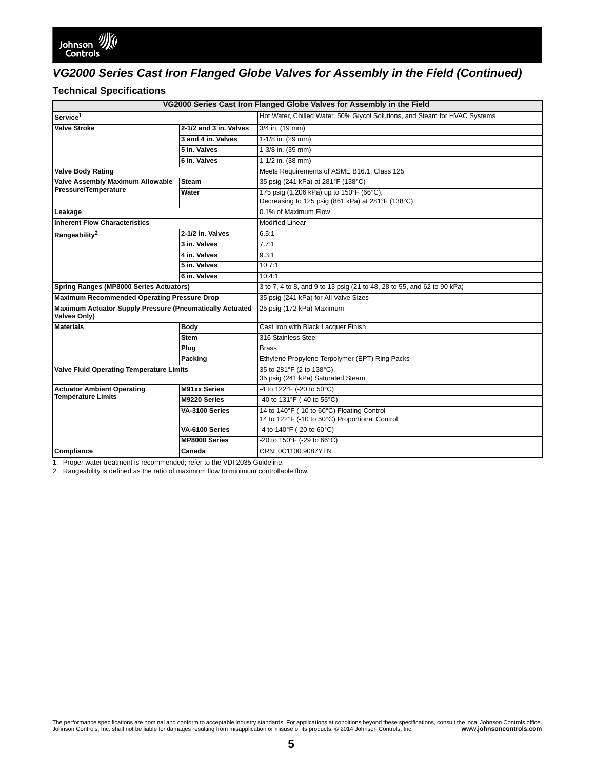# VG2000 Series Cast Iron Flanged Globe Valves for Assembly in the Field (Continued)

## Technical Specifications

| VG2000 Series Cast Iron Flanged Globe Valves for Assembly in the Field | | |
|---|---|---|
| **Service**[1] | | Hot Water, Chilled Water, 50% Glycol Solutions, and Steam for HVAC Systems |
| **Valve Stroke** | **2-1/2 and 3 in. Valves** | 3/4 in. (19 mm) |
| | **3 and 4 in. Valves** | 1-1/8 in. (29 mm) |
| | **5 in. Valves** | 1-3/8 in. (35 mm) |
| | **6 in. Valves** | 1-1/2 in. (38 mm) |
| **Valve Body Rating** | | Meets Requirements of ASME B16.1, Class 125 |
| **Valve Assembly Maximum Allowable Pressure/Temperature** | **Steam** | 35 psig (241 kPa) at 281°F (138°C) |
| | **Water** | 175 psig (1,206 kPa) up to 150°F (66°C),<br>Decreasing to 125 psig (861 kPa) at 281°F (138°C) |
| **Leakage** | | 0.1% of Maximum Flow |
| **Inherent Flow Characteristics** | | Modified Linear |
| **Rangeability**[2] | **2-1/2 in. Valves** | 6.5:1 |
| | **3 in. Valves** | 7.7:1 |
| | **4 in. Valves** | 9.3:1 |
| | **5 in. Valves** | 10.7:1 |
| | **6 in. Valves** | 10.4:1 |
| **Spring Ranges (MP8000 Series Actuators)** | | 3 to 7, 4 to 8, and 9 to 13 psig (21 to 48, 28 to 55, and 62 to 90 kPa) |
| **Maximum Recommended Operating Pressure Drop** | | 35 psig (241 kPa) for All Valve Sizes |
| **Maximum Actuator Supply Pressure (Pneumatically Actuated Valves Only)** | | 25 psig (172 kPa) Maximum |
| **Materials** | **Body** | Cast Iron with Black Lacquer Finish |
| | **Stem** | 316 Stainless Steel |
| | **Plug** | Brass |
| | **Packing** | Ethylene Propylene Terpolymer (EPT) Ring Packs |
| **Valve Fluid Operating Temperature Limits** | | 35 to 281°F (2 to 138°C),<br>35 psig (241 kPa) Saturated Steam |
| **Actuator Ambient Operating Temperature Limits** | **M91xx Series** | -4 to 122°F (-20 to 50°C) |
| | **M9220 Series** | -40 to 131°F (-40 to 55°C) |
| | **VA-3100 Series** | 14 to 140°F (-10 to 60°C) Floating Control<br>14 to 122°F (-10 to 50°C) Proportional Control |
| | **VA-6100 Series** | -4 to 140°F (-20 to 60°C) |
| | **MP8000 Series** | -20 to 150°F (-29 to 66°C) |
| **Compliance** | **Canada** | CRN: 0C1100.9087YTN |

1. Proper water treatment is recommended; refer to the VDI 2035 Guideline.
2. Rangeability is defined as the ratio of maximum flow to minimum controllable flow.

The performance specifications are nominal and conform to acceptable industry standards. For applications at conditions beyond these specifications, consult the local Johnson Controls office. Johnson Controls, Inc. shall not be liable for damages resulting from misapplication or misuse of its products. © 2014 Johnson Controls, Inc. **www.johnsoncontrols.com**